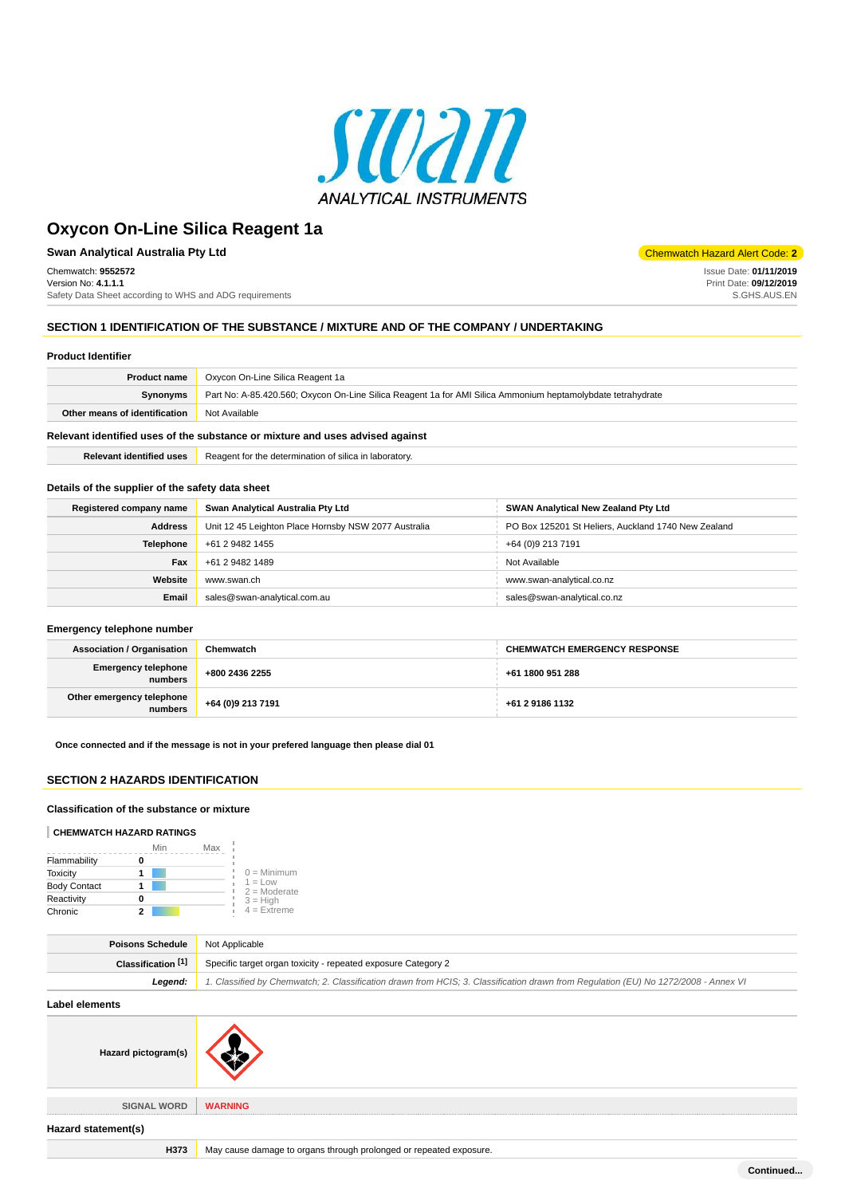# Oxycon On-Line Silica Reagent 1a

**Swan Analytical Australia Pty Ltd**

Chemwatch Hazard Alert Code: **2**

Chemwatch: **9552572**
Version No: **4.1.1.1**
Safety Data Sheet according to WHS and ADG requirements

Issue Date: **01/11/2019**
Print Date: **09/12/2019**
S.GHS.AUS.EN

## SECTION 1 IDENTIFICATION OF THE SUBSTANCE / MIXTURE AND OF THE COMPANY / UNDERTAKING

### Product Identifier

| | |
|---|---|
| **Product name** | Oxycon On-Line Silica Reagent 1a |
| **Synonyms** | Part No: A-85.420.560; Oxycon On-Line Silica Reagent 1a for AMI Silica Ammonium heptamolybdate tetrahydrate |
| **Other means of identification** | Not Available |

### Relevant identified uses of the substance or mixture and uses advised against

| | |
|---|---|
| **Relevant identified uses** | Reagent for the determination of silica in laboratory. |

### Details of the supplier of the safety data sheet

| **Registered company name** | **Swan Analytical Australia Pty Ltd** | **SWAN Analytical New Zealand Pty Ltd** |
|---|---|---|
| **Address** | Unit 12 45 Leighton Place Hornsby NSW 2077 Australia | PO Box 125201 St Heliers, Auckland 1740 New Zealand |
| **Telephone** | +61 2 9482 1455 | +64 (0)9 213 7191 |
| **Fax** | +61 2 9482 1489 | Not Available |
| **Website** | www.swan.ch | www.swan-analytical.co.nz |
| **Email** | sales@swan-analytical.com.au | sales@swan-analytical.co.nz |

### Emergency telephone number

| **Association / Organisation** | **Chemwatch** | **CHEMWATCH EMERGENCY RESPONSE** |
|---|---|---|
| **Emergency telephone numbers** | **+800 2436 2255** | **+61 1800 951 288** |
| **Other emergency telephone numbers** | **+64 (0)9 213 7191** | **+61 2 9186 1132** |

**Once connected and if the message is not in your prefered language then please dial 01**

## SECTION 2 HAZARDS IDENTIFICATION

### Classification of the substance or mixture

**CHEMWATCH HAZARD RATINGS**

| | Min/Max |
|---|---|
| Flammability | 0 |
| Toxicity | 1 |
| Body Contact | 1 |
| Reactivity | 0 |
| Chronic | 2 |

0 = Minimum
1 = Low
2 = Moderate
3 = High
4 = Extreme

| | |
|---|---|
| **Poisons Schedule** | Not Applicable |
| **Classification [1]** | Specific target organ toxicity - repeated exposure Category 2 |
| ***Legend:*** | *1. Classified by Chemwatch; 2. Classification drawn from HCIS; 3. Classification drawn from Regulation (EU) No 1272/2008 - Annex VI* |

### Label elements

| | |
|---|---|
| **Hazard pictogram(s)** | |
| **SIGNAL WORD** | **WARNING** |

### Hazard statement(s)

| | |
|---|---|
| **H373** | May cause damage to organs through prolonged or repeated exposure. |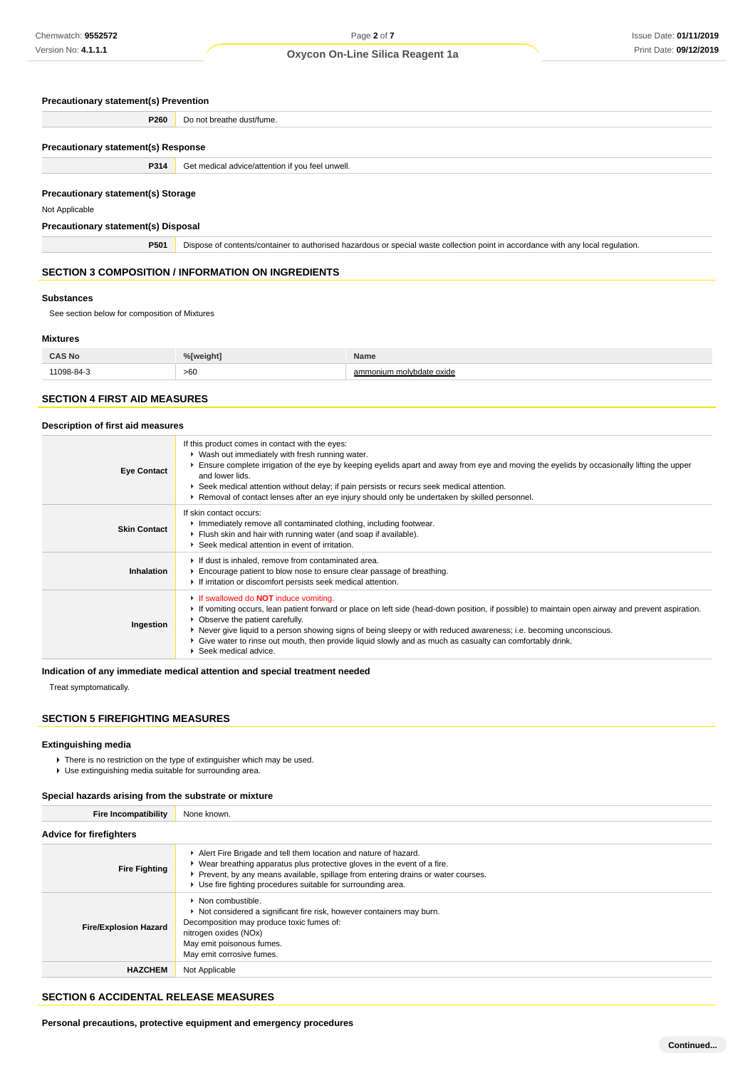### Precautionary statement(s) Prevention

| | |
|---|---|
| **P260** | Do not breathe dust/fume. |

### Precautionary statement(s) Response

| | |
|---|---|
| **P314** | Get medical advice/attention if you feel unwell. |

### Precautionary statement(s) Storage

Not Applicable

### Precautionary statement(s) Disposal

| | |
|---|---|
| **P501** | Dispose of contents/container to authorised hazardous or special waste collection point in accordance with any local regulation. |

## SECTION 3 COMPOSITION / INFORMATION ON INGREDIENTS

### Substances

See section below for composition of Mixtures

### Mixtures

| CAS No | %[weight] | Name |
|---|---|---|
| 11098-84-3 | >60 | ammonium molybdate oxide |

## SECTION 4 FIRST AID MEASURES

### Description of first aid measures

| | |
|---|---|
| **Eye Contact** | If this product comes in contact with the eyes:<br>▸ Wash out immediately with fresh running water.<br>▸ Ensure complete irrigation of the eye by keeping eyelids apart and away from eye and moving the eyelids by occasionally lifting the upper and lower lids.<br>▸ Seek medical attention without delay; if pain persists or recurs seek medical attention.<br>▸ Removal of contact lenses after an eye injury should only be undertaken by skilled personnel. |
| **Skin Contact** | If skin contact occurs:<br>▸ Immediately remove all contaminated clothing, including footwear.<br>▸ Flush skin and hair with running water (and soap if available).<br>▸ Seek medical attention in event of irritation. |
| **Inhalation** | ▸ If dust is inhaled, remove from contaminated area.<br>▸ Encourage patient to blow nose to ensure clear passage of breathing.<br>▸ If irritation or discomfort persists seek medical attention. |
| **Ingestion** | ▸ If swallowed do **NOT** induce vomiting.<br>▸ If vomiting occurs, lean patient forward or place on left side (head-down position, if possible) to maintain open airway and prevent aspiration.<br>▸ Observe the patient carefully.<br>▸ Never give liquid to a person showing signs of being sleepy or with reduced awareness; i.e. becoming unconscious.<br>▸ Give water to rinse out mouth, then provide liquid slowly and as much as casualty can comfortably drink.<br>▸ Seek medical advice. |

### Indication of any immediate medical attention and special treatment needed

Treat symptomatically.

## SECTION 5 FIREFIGHTING MEASURES

### Extinguishing media

- There is no restriction on the type of extinguisher which may be used.
- Use extinguishing media suitable for surrounding area.

### Special hazards arising from the substrate or mixture

| | |
|---|---|
| **Fire Incompatibility** | None known. |

### Advice for firefighters

| | |
|---|---|
| **Fire Fighting** | ▸ Alert Fire Brigade and tell them location and nature of hazard.<br>▸ Wear breathing apparatus plus protective gloves in the event of a fire.<br>▸ Prevent, by any means available, spillage from entering drains or water courses.<br>▸ Use fire fighting procedures suitable for surrounding area. |
| **Fire/Explosion Hazard** | ▸ Non combustible.<br>▸ Not considered a significant fire risk, however containers may burn.<br>Decomposition may produce toxic fumes of:<br>nitrogen oxides (NOx)<br>May emit poisonous fumes.<br>May emit corrosive fumes. |
| **HAZCHEM** | Not Applicable |

## SECTION 6 ACCIDENTAL RELEASE MEASURES

### Personal precautions, protective equipment and emergency procedures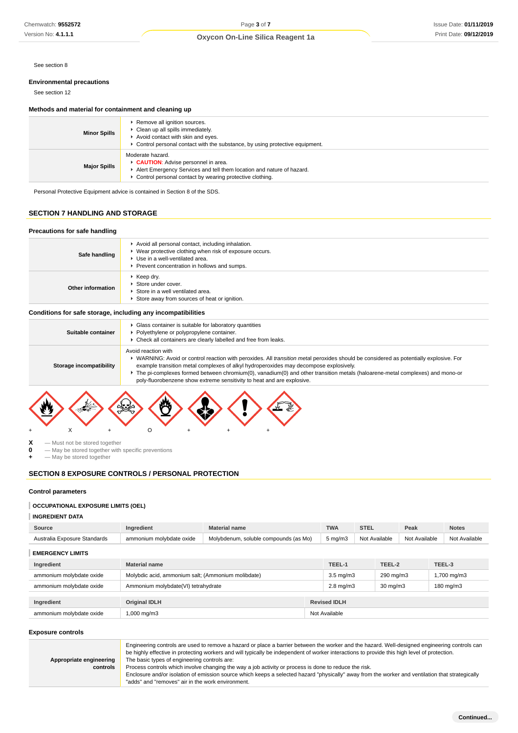See section 8

### Environmental precautions

See section 12

### Methods and material for containment and cleaning up

| | |
|---|---|
| **Minor Spills** | ▸ Remove all ignition sources.<br>▸ Clean up all spills immediately.<br>▸ Avoid contact with skin and eyes.<br>▸ Control personal contact with the substance, by using protective equipment. |
| **Major Spills** | Moderate hazard.<br>▸ **CAUTION**: Advise personnel in area.<br>▸ Alert Emergency Services and tell them location and nature of hazard.<br>▸ Control personal contact by wearing protective clothing. |

Personal Protective Equipment advice is contained in Section 8 of the SDS.

## SECTION 7 HANDLING AND STORAGE

### Precautions for safe handling

| | |
|---|---|
| **Safe handling** | ▸ Avoid all personal contact, including inhalation.<br>▸ Wear protective clothing when risk of exposure occurs.<br>▸ Use in a well-ventilated area.<br>▸ Prevent concentration in hollows and sumps. |
| **Other information** | ▸ Keep dry.<br>▸ Store under cover.<br>▸ Store in a well ventilated area.<br>▸ Store away from sources of heat or ignition. |

### Conditions for safe storage, including any incompatibilities

| | |
|---|---|
| **Suitable container** | ▸ Glass container is suitable for laboratory quantities<br>▸ Polyethylene or polypropylene container.<br>▸ Check all containers are clearly labelled and free from leaks. |
| **Storage incompatibility** | Avoid reaction with<br>▸ WARNING: Avoid or control reaction with peroxides. All *transition metal* peroxides should be considered as potentially explosive. For example transition metal complexes of alkyl hydroperoxides may decompose explosively.<br>▸ The pi-complexes formed between chromium(0), vanadium(0) and other transition metals (haloarene-metal complexes) and mono-or poly-fluorobenzene show extreme sensitivity to heat and are explosive. |

\+ X + O + + +

**X** — Must not be stored together
**0** — May be stored together with specific preventions
**+** — May be stored together

## SECTION 8 EXPOSURE CONTROLS / PERSONAL PROTECTION

### Control parameters

**OCCUPATIONAL EXPOSURE LIMITS (OEL)**

**INGREDIENT DATA**

| Source | Ingredient | Material name | TWA | STEL | Peak | Notes |
|---|---|---|---|---|---|---|
| Australia Exposure Standards | ammonium molybdate oxide | Molybdenum, soluble compounds (as Mo) | 5 mg/m3 | Not Available | Not Available | Not Available |

**EMERGENCY LIMITS**

| Ingredient | Material name | TEEL-1 | TEEL-2 | TEEL-3 |
|---|---|---|---|---|
| ammonium molybdate oxide | Molybdic acid, ammonium salt; (Ammonium molibdate) | 3.5 mg/m3 | 290 mg/m3 | 1,700 mg/m3 |
| ammonium molybdate oxide | Ammonium molybdate(VI) tetrahydrate | 2.8 mg/m3 | 30 mg/m3 | 180 mg/m3 |

| Ingredient | Original IDLH | Revised IDLH |
|---|---|---|
| ammonium molybdate oxide | 1,000 mg/m3 | Not Available |

### Exposure controls

| | |
|---|---|
| **Appropriate engineering controls** | Engineering controls are used to remove a hazard or place a barrier between the worker and the hazard. Well-designed engineering controls can be highly effective in protecting workers and will typically be independent of worker interactions to provide this high level of protection.<br>The basic types of engineering controls are:<br>Process controls which involve changing the way a job activity or process is done to reduce the risk.<br>Enclosure and/or isolation of emission source which keeps a selected hazard "physically" away from the worker and ventilation that strategically "adds" and "removes" air in the work environment. |

**Continued...**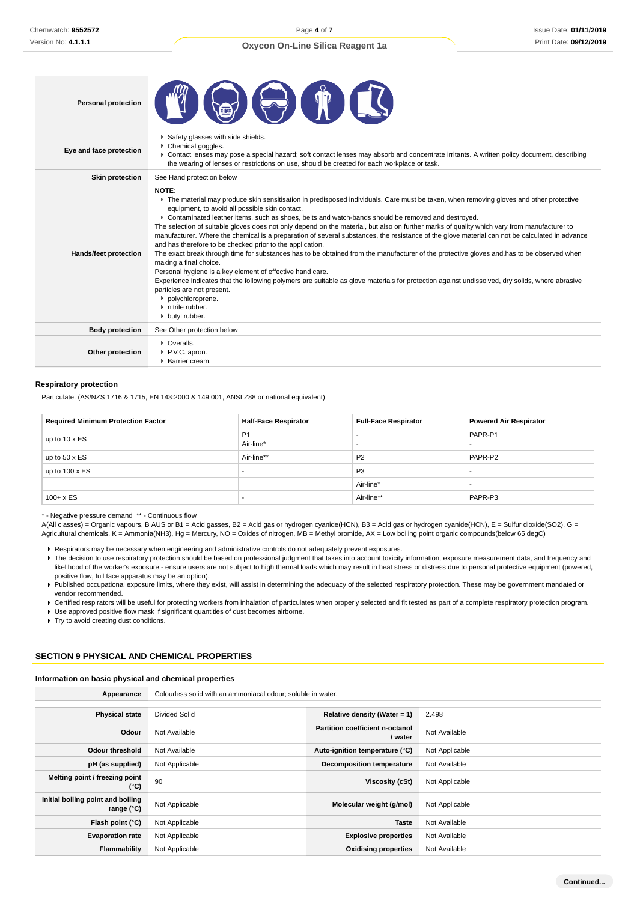| | |
|---|---|
| **Personal protection** | |
| **Eye and face protection** | ▸ Safety glasses with side shields.<br>▸ Chemical goggles.<br>▸ Contact lenses may pose a special hazard; soft contact lenses may absorb and concentrate irritants. A written policy document, describing the wearing of lenses or restrictions on use, should be created for each workplace or task. |
| **Skin protection** | See Hand protection below |
| **Hands/feet protection** | **NOTE:**<br>▸ The material may produce skin sensitisation in predisposed individuals. Care must be taken, when removing gloves and other protective equipment, to avoid all possible skin contact.<br>▸ Contaminated leather items, such as shoes, belts and watch-bands should be removed and destroyed.<br>The selection of suitable gloves does not only depend on the material, but also on further marks of quality which vary from manufacturer to manufacturer. Where the chemical is a preparation of several substances, the resistance of the glove material can not be calculated in advance and has therefore to be checked prior to the application.<br>The exact break through time for substances has to be obtained from the manufacturer of the protective gloves and.has to be observed when making a final choice.<br>Personal hygiene is a key element of effective hand care.<br>Experience indicates that the following polymers are suitable as glove materials for protection against undissolved, dry solids, where abrasive particles are not present.<br>▸ polychloroprene.<br>▸ nitrile rubber.<br>▸ butyl rubber. |
| **Body protection** | See Other protection below |
| **Other protection** | ▸ Overalls.<br>▸ P.V.C. apron.<br>▸ Barrier cream. |

### Respiratory protection

Particulate. (AS/NZS 1716 & 1715, EN 143:2000 & 149:001, ANSI Z88 or national equivalent)

| Required Minimum Protection Factor | Half-Face Respirator | Full-Face Respirator | Powered Air Respirator |
|---|---|---|---|
| up to 10 x ES | P1<br>Air-line* | -<br>- | PAPR-P1<br>- |
| up to 50 x ES | Air-line** | P2 | PAPR-P2 |
| up to 100 x ES | - | P3 | - |
| | | Air-line* | - |
| 100+ x ES | - | Air-line** | PAPR-P3 |

\* - Negative pressure demand ** - Continuous flow

A(All classes) = Organic vapours, B AUS or B1 = Acid gasses, B2 = Acid gas or hydrogen cyanide(HCN), B3 = Acid gas or hydrogen cyanide(HCN), E = Sulfur dioxide(SO2), G = Agricultural chemicals, K = Ammonia(NH3), Hg = Mercury, NO = Oxides of nitrogen, MB = Methyl bromide, AX = Low boiling point organic compounds(below 65 degC)

- Respirators may be necessary when engineering and administrative controls do not adequately prevent exposures.
- The decision to use respiratory protection should be based on professional judgment that takes into account toxicity information, exposure measurement data, and frequency and likelihood of the worker's exposure - ensure users are not subject to high thermal loads which may result in heat stress or distress due to personal protective equipment (powered, positive flow, full face apparatus may be an option).
- Published occupational exposure limits, where they exist, will assist in determining the adequacy of the selected respiratory protection. These may be government mandated or vendor recommended.
- Certified respirators will be useful for protecting workers from inhalation of particulates when properly selected and fit tested as part of a complete respiratory protection program.
- Use approved positive flow mask if significant quantities of dust becomes airborne.
- Try to avoid creating dust conditions.

## SECTION 9 PHYSICAL AND CHEMICAL PROPERTIES

### Information on basic physical and chemical properties

| | | | |
|---|---|---|---|
| **Appearance** | Colourless solid with an ammoniacal odour; soluble in water. | | |
| **Physical state** | Divided Solid | **Relative density (Water = 1)** | 2.498 |
| **Odour** | Not Available | **Partition coefficient n-octanol / water** | Not Available |
| **Odour threshold** | Not Available | **Auto-ignition temperature (°C)** | Not Applicable |
| **pH (as supplied)** | Not Applicable | **Decomposition temperature** | Not Available |
| **Melting point / freezing point (°C)** | 90 | **Viscosity (cSt)** | Not Applicable |
| **Initial boiling point and boiling range (°C)** | Not Applicable | **Molecular weight (g/mol)** | Not Applicable |
| **Flash point (°C)** | Not Applicable | **Taste** | Not Available |
| **Evaporation rate** | Not Applicable | **Explosive properties** | Not Available |
| **Flammability** | Not Applicable | **Oxidising properties** | Not Available |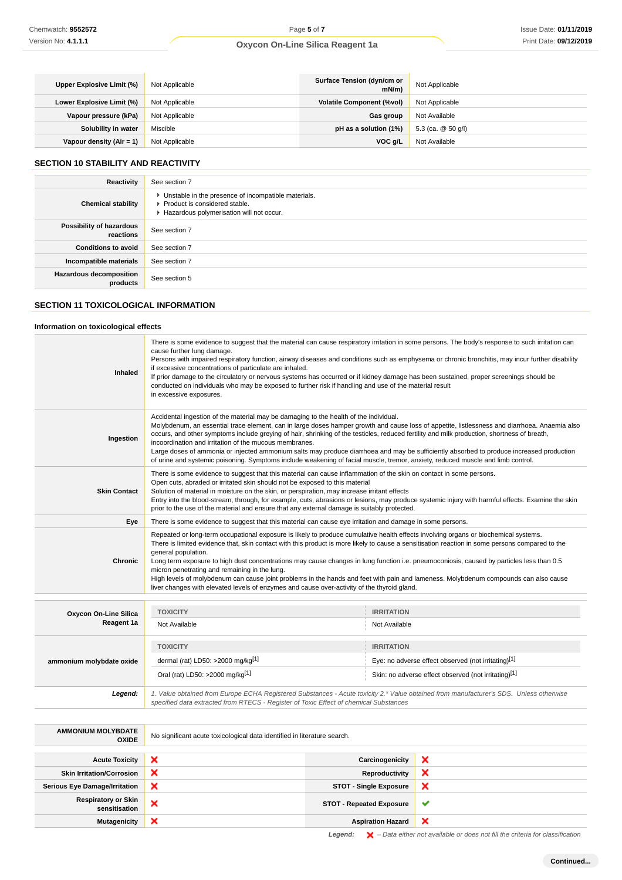| | | | |
|---|---|---|---|
| **Upper Explosive Limit (%)** | Not Applicable | **Surface Tension (dyn/cm or mN/m)** | Not Applicable |
| **Lower Explosive Limit (%)** | Not Applicable | **Volatile Component (%vol)** | Not Applicable |
| **Vapour pressure (kPa)** | Not Applicable | **Gas group** | Not Available |
| **Solubility in water** | Miscible | **pH as a solution (1%)** | 5.3 (ca. @ 50 g/l) |
| **Vapour density (Air = 1)** | Not Applicable | **VOC g/L** | Not Available |

## SECTION 10 STABILITY AND REACTIVITY

| | |
|---|---|
| **Reactivity** | See section 7 |
| **Chemical stability** | ▸ Unstable in the presence of incompatible materials.<br>▸ Product is considered stable.<br>▸ Hazardous polymerisation will not occur. |
| **Possibility of hazardous reactions** | See section 7 |
| **Conditions to avoid** | See section 7 |
| **Incompatible materials** | See section 7 |
| **Hazardous decomposition products** | See section 5 |

## SECTION 11 TOXICOLOGICAL INFORMATION

### Information on toxicological effects

| | |
|---|---|
| **Inhaled** | There is some evidence to suggest that the material can cause respiratory irritation in some persons. The body's response to such irritation can cause further lung damage.<br>Persons with impaired respiratory function, airway diseases and conditions such as emphysema or chronic bronchitis, may incur further disability if excessive concentrations of particulate are inhaled.<br>If prior damage to the circulatory or nervous systems has occurred or if kidney damage has been sustained, proper screenings should be conducted on individuals who may be exposed to further risk if handling and use of the material result in excessive exposures. |
| **Ingestion** | Accidental ingestion of the material may be damaging to the health of the individual.<br>Molybdenum, an essential trace element, can in large doses hamper growth and cause loss of appetite, listlessness and diarrhoea. Anaemia also occurs, and other symptoms include greying of hair, shrinking of the testicles, reduced fertility and milk production, shortness of breath, incoordination and irritation of the mucous membranes.<br>Large doses of ammonia or injected ammonium salts may produce diarrhoea and may be sufficiently absorbed to produce increased production of urine and systemic poisoning. Symptoms include weakening of facial muscle, tremor, anxiety, reduced muscle and limb control. |
| **Skin Contact** | There is some evidence to suggest that this material can cause inflammation of the skin on contact in some persons.<br>Open cuts, abraded or irritated skin should not be exposed to this material<br>Solution of material in moisture on the skin, or perspiration, may increase irritant effects<br>Entry into the blood-stream, through, for example, cuts, abrasions or lesions, may produce systemic injury with harmful effects. Examine the skin prior to the use of the material and ensure that any external damage is suitably protected. |
| **Eye** | There is some evidence to suggest that this material can cause eye irritation and damage in some persons. |
| **Chronic** | Repeated or long-term occupational exposure is likely to produce cumulative health effects involving organs or biochemical systems.<br>There is limited evidence that, skin contact with this product is more likely to cause a sensitisation reaction in some persons compared to the general population.<br>Long term exposure to high dust concentrations may cause changes in lung function i.e. pneumoconiosis, caused by particles less than 0.5 micron penetrating and remaining in the lung.<br>High levels of molybdenum can cause joint problems in the hands and feet with pain and lameness. Molybdenum compounds can also cause liver changes with elevated levels of enzymes and cause over-activity of the thyroid gland. |

| | TOXICITY | IRRITATION |
|---|---|---|
| **Oxycon On-Line Silica Reagent 1a** | Not Available | Not Available |
| **ammonium molybdate oxide** | dermal (rat) LD50: >2000 mg/kg[1] | Eye: no adverse effect observed (not irritating)[1] |
| | Oral (rat) LD50: >2000 mg/kg[1] | Skin: no adverse effect observed (not irritating)[1] |
| ***Legend:*** | *1. Value obtained from Europe ECHA Registered Substances - Acute toxicity 2.* Value obtained from manufacturer's SDS. Unless otherwise specified data extracted from RTECS - Register of Toxic Effect of chemical Substances* | |

| | |
|---|---|
| **AMMONIUM MOLYBDATE OXIDE** | No significant acute toxicological data identified in literature search. |

| | | | |
|---|---|---|---|
| **Acute Toxicity** | ✘ | **Carcinogenicity** | ✘ |
| **Skin Irritation/Corrosion** | ✘ | **Reproductivity** | ✘ |
| **Serious Eye Damage/Irritation** | ✘ | **STOT - Single Exposure** | ✘ |
| **Respiratory or Skin sensitisation** | ✘ | **STOT - Repeated Exposure** | ✔ |
| **Mutagenicity** | ✘ | **Aspiration Hazard** | ✘ |

***Legend:*** ✘ *– Data either not available or does not fill the criteria for classification*

**Continued...**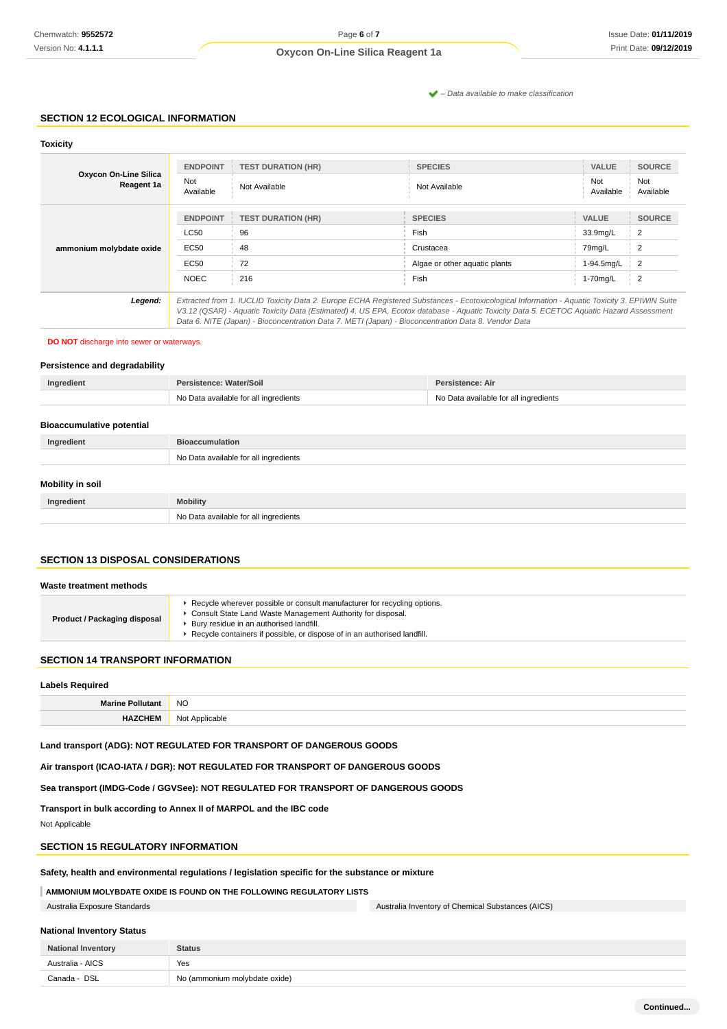✔ – Data available to make classification

## SECTION 12 ECOLOGICAL INFORMATION

### Toxicity

| | ENDPOINT | TEST DURATION (HR) | SPECIES | VALUE | SOURCE |
|---|---|---|---|---|---|
| **Oxycon On-Line Silica Reagent 1a** | Not Available | Not Available | Not Available | Not Available | Not Available |
| | **ENDPOINT** | **TEST DURATION (HR)** | **SPECIES** | **VALUE** | **SOURCE** |
| **ammonium molybdate oxide** | LC50 | 96 | Fish | 33.9mg/L | 2 |
| | EC50 | 48 | Crustacea | 79mg/L | 2 |
| | EC50 | 72 | Algae or other aquatic plants | 1-94.5mg/L | 2 |
| | NOEC | 216 | Fish | 1-70mg/L | 2 |
| ***Legend:*** | *Extracted from 1. IUCLID Toxicity Data 2. Europe ECHA Registered Substances - Ecotoxicological Information - Aquatic Toxicity 3. EPIWIN Suite V3.12 (QSAR) - Aquatic Toxicity Data (Estimated) 4. US EPA, Ecotox database - Aquatic Toxicity Data 5. ECETOC Aquatic Hazard Assessment Data 6. NITE (Japan) - Bioconcentration Data 7. METI (Japan) - Bioconcentration Data 8. Vendor Data* | | | | |

**DO NOT** discard into sewer or waterways.

### Persistence and degradability

| Ingredient | Persistence: Water/Soil | Persistence: Air |
|---|---|---|
| | No Data available for all ingredients | No Data available for all ingredients |

### Bioaccumulative potential

| Ingredient | Bioaccumulation |
|---|---|
| | No Data available for all ingredients |

### Mobility in soil

| Ingredient | Mobility |
|---|---|
| | No Data available for all ingredients |

## SECTION 13 DISPOSAL CONSIDERATIONS

### Waste treatment methods

| | |
|---|---|
| **Product / Packaging disposal** | ▸ Recycle wherever possible or consult manufacturer for recycling options.<br>▸ Consult State Land Waste Management Authority for disposal.<br>▸ Bury residue in an authorised landfill.<br>▸ Recycle containers if possible, or dispose of in an authorised landfill. |

## SECTION 14 TRANSPORT INFORMATION

### Labels Required

| | |
|---|---|
| **Marine Pollutant** | NO |
| **HAZCHEM** | Not Applicable |

**Land transport (ADG): NOT REGULATED FOR TRANSPORT OF DANGEROUS GOODS**

**Air transport (ICAO-IATA / DGR): NOT REGULATED FOR TRANSPORT OF DANGEROUS GOODS**

**Sea transport (IMDG-Code / GGVSee): NOT REGULATED FOR TRANSPORT OF DANGEROUS GOODS**

**Transport in bulk according to Annex II of MARPOL and the IBC code**

Not Applicable

## SECTION 15 REGULATORY INFORMATION

**Safety, health and environmental regulations / legislation specific for the substance or mixture**

**AMMONIUM MOLYBDATE OXIDE IS FOUND ON THE FOLLOWING REGULATORY LISTS**

| | |
|---|---|
| Australia Exposure Standards | Australia Inventory of Chemical Substances (AICS) |

### National Inventory Status

| National Inventory | Status |
|---|---|
| Australia - AICS | Yes |
| Canada - DSL | No (ammonium molybdate oxide) |

Continued...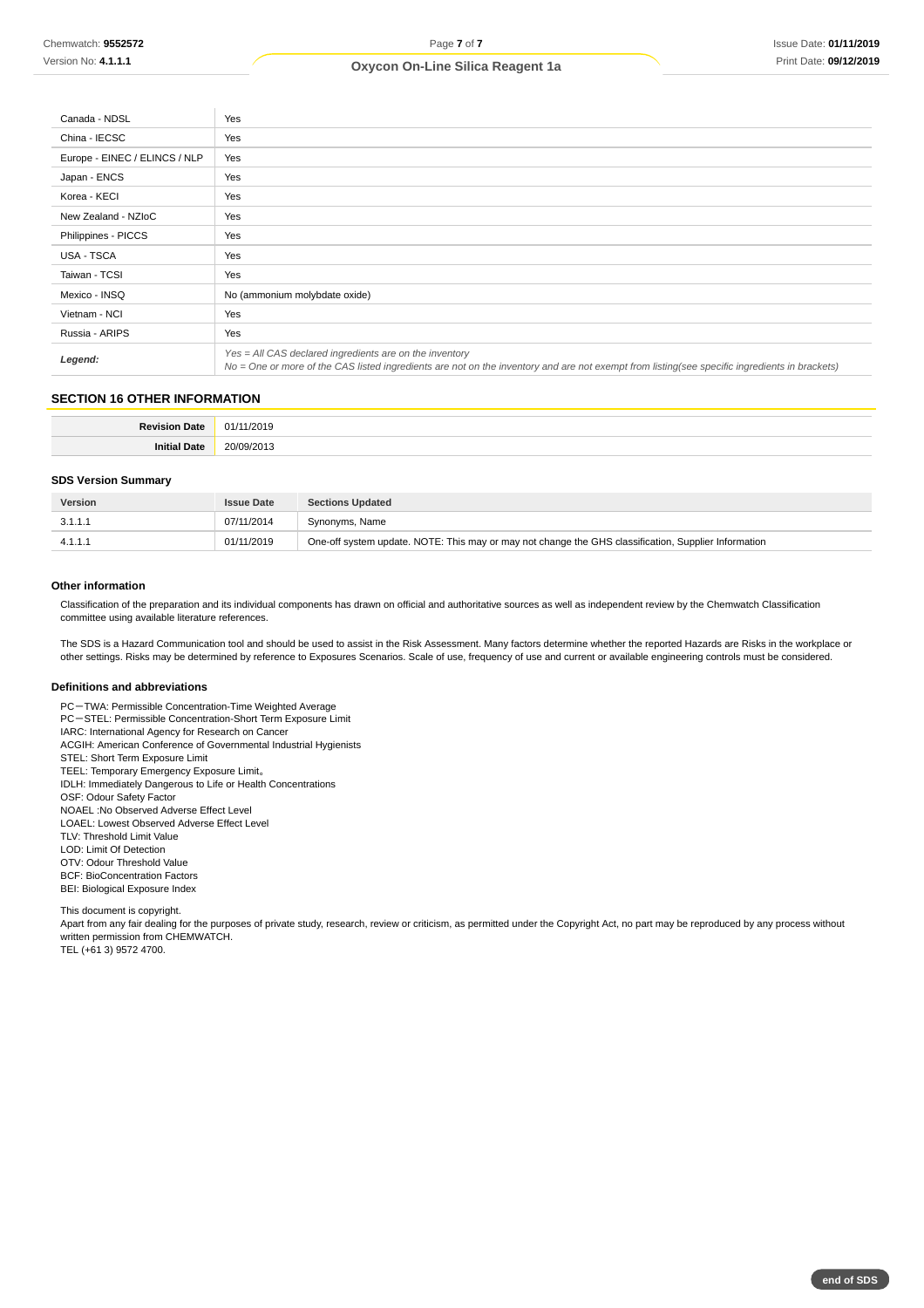| | |
|---|---|
| Canada - NDSL | Yes |
| China - IECSC | Yes |
| Europe - EINEC / ELINCS / NLP | Yes |
| Japan - ENCS | Yes |
| Korea - KECI | Yes |
| New Zealand - NZIoC | Yes |
| Philippines - PICCS | Yes |
| USA - TSCA | Yes |
| Taiwan - TCSI | Yes |
| Mexico - INSQ | No (ammonium molybdate oxide) |
| Vietnam - NCI | Yes |
| Russia - ARIPS | Yes |
| ***Legend:*** | *Yes = All CAS declared ingredients are on the inventory*<br>*No = One or more of the CAS listed ingredients are not on the inventory and are not exempt from listing(see specific ingredients in brackets)* |

## SECTION 16 OTHER INFORMATION

| | |
|---|---|
| **Revision Date** | 01/11/2019 |
| **Initial Date** | 20/09/2013 |

### SDS Version Summary

| Version | Issue Date | Sections Updated |
|---|---|---|
| 3.1.1.1 | 07/11/2014 | Synonyms, Name |
| 4.1.1.1 | 01/11/2019 | One-off system update. NOTE: This may or may not change the GHS classification, Supplier Information |

### Other information

Classification of the preparation and its individual components has drawn on official and authoritative sources as well as independent review by the Chemwatch Classification committee using available literature references.

The SDS is a Hazard Communication tool and should be used to assist in the Risk Assessment. Many factors determine whether the reported Hazards are Risks in the workplace or other settings. Risks may be determined by reference to Exposures Scenarios. Scale of use, frequency of use and current or available engineering controls must be considered.

### Definitions and abbreviations

PC－TWA: Permissible Concentration-Time Weighted Average
PC－STEL: Permissible Concentration-Short Term Exposure Limit
IARC: International Agency for Research on Cancer
ACGIH: American Conference of Governmental Industrial Hygienists
STEL: Short Term Exposure Limit
TEEL: Temporary Emergency Exposure Limit。
IDLH: Immediately Dangerous to Life or Health Concentrations
OSF: Odour Safety Factor
NOAEL :No Observed Adverse Effect Level
LOAEL: Lowest Observed Adverse Effect Level
TLV: Threshold Limit Value
LOD: Limit Of Detection
OTV: Odour Threshold Value
BCF: BioConcentration Factors
BEI: Biological Exposure Index

This document is copyright.
Apart from any fair dealing for the purposes of private study, research, review or criticism, as permitted under the Copyright Act, no part may be reproduced by any process without written permission from CHEMWATCH.
TEL (+61 3) 9572 4700.

end of SDS